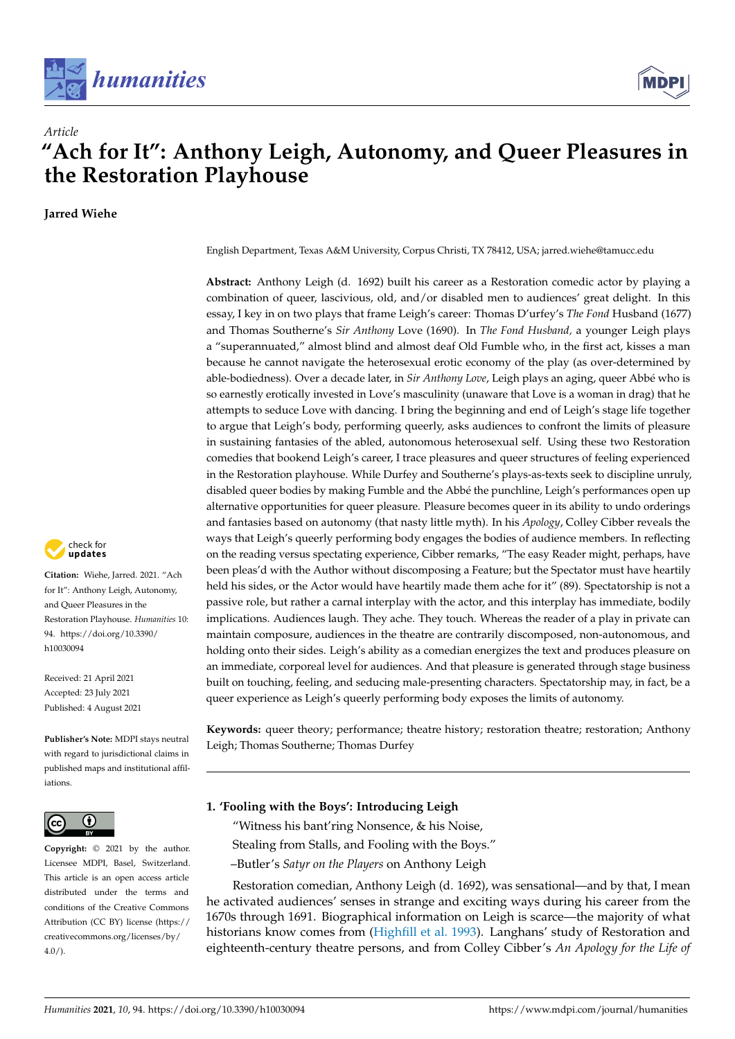*Article*

# "Ach for It": Anthony Leigh, Autonomy, and Queer Pleasures in the Restoration Playhouse

**Jarred Wiehe**

English Department, Texas A&M University, Corpus Christi, TX 78412, USA; jarred.wiehe@tamucc.edu

**Abstract:** Anthony Leigh (d. 1692) built his career as a Restoration comedic actor by playing a combination of queer, lascivious, old, and/or disabled men to audiences' great delight. In this essay, I key in on two plays that frame Leigh's career: Thomas D'urfey's *The Fond* Husband (1677) and Thomas Southerne's *Sir Anthony* Love (1690). In *The Fond Husband*, a younger Leigh plays a "superannuated," almost blind and almost deaf Old Fumble who, in the first act, kisses a man because he cannot navigate the heterosexual erotic economy of the play (as over-determined by able-bodiedness). Over a decade later, in *Sir Anthony Love*, Leigh plays an aging, queer Abbé who is so earnestly erotically invested in Love's masculinity (unaware that Love is a woman in drag) that he attempts to seduce Love with dancing. I bring the beginning and end of Leigh's stage life together to argue that Leigh's body, performing queerly, asks audiences to confront the limits of pleasure in sustaining fantasies of the abled, autonomous heterosexual self. Using these two Restoration comedies that bookend Leigh's career, I trace pleasures and queer structures of feeling experienced in the Restoration playhouse. While Durfey and Southerne's plays-as-texts seek to discipline unruly, disabled queer bodies by making Fumble and the Abbé the punchline, Leigh's performances open up alternative opportunities for queer pleasure. Pleasure becomes queer in its ability to undo orderings and fantasies based on autonomy (that nasty little myth). In his *Apology*, Colley Cibber reveals the ways that Leigh's queerly performing body engages the bodies of audience members. In reflecting on the reading versus spectating experience, Cibber remarks, "The easy Reader might, perhaps, have been pleas'd with the Author without discomposing a Feature; but the Spectator must have heartily held his sides, or the Actor would have heartily made them ache for it" (89). Spectatorship is not a passive role, but rather a carnal interplay with the actor, and this interplay has immediate, bodily implications. Audiences laugh. They ache. They touch. Whereas the reader of a play in private can maintain composure, audiences in the theatre are contrarily discomposed, non-autonomous, and holding onto their sides. Leigh's ability as a comedian energizes the text and produces pleasure on an immediate, corporeal level for audiences. And that pleasure is generated through stage business built on touching, feeling, and seducing male-presenting characters. Spectatorship may, in fact, be a queer experience as Leigh's queerly performing body exposes the limits of autonomy.

**Keywords:** queer theory; performance; theatre history; restoration theatre; restoration; Anthony Leigh; Thomas Southerne; Thomas Durfey

**Citation:** Wiehe, Jarred. 2021. "Ach for It": Anthony Leigh, Autonomy, and Queer Pleasures in the Restoration Playhouse. *Humanities* 10: 94. https://doi.org/10.3390/h10030094

Received: 21 April 2021
Accepted: 23 July 2021
Published: 4 August 2021

**Publisher's Note:** MDPI stays neutral with regard to jurisdictional claims in published maps and institutional affiliations.

**Copyright:** © 2021 by the author. Licensee MDPI, Basel, Switzerland. This article is an open access article distributed under the terms and conditions of the Creative Commons Attribution (CC BY) license (https://creativecommons.org/licenses/by/4.0/).

## 1. 'Fooling with the Boys': Introducing Leigh

> "Witness his bant'ring Nonsence, & his Noise,
> Stealing from Stalls, and Fooling with the Boys."
> –Butler's *Satyr on the Players* on Anthony Leigh

Restoration comedian, Anthony Leigh (d. 1692), was sensational—and by that, I mean he activated audiences' senses in strange and exciting ways during his career from the 1670s through 1691. Biographical information on Leigh is scarce—the majority of what historians know comes from (Highfill et al. 1993). Langhans' study of Restoration and eighteenth-century theatre persons, and from Colley Cibber's *An Apology for the Life of*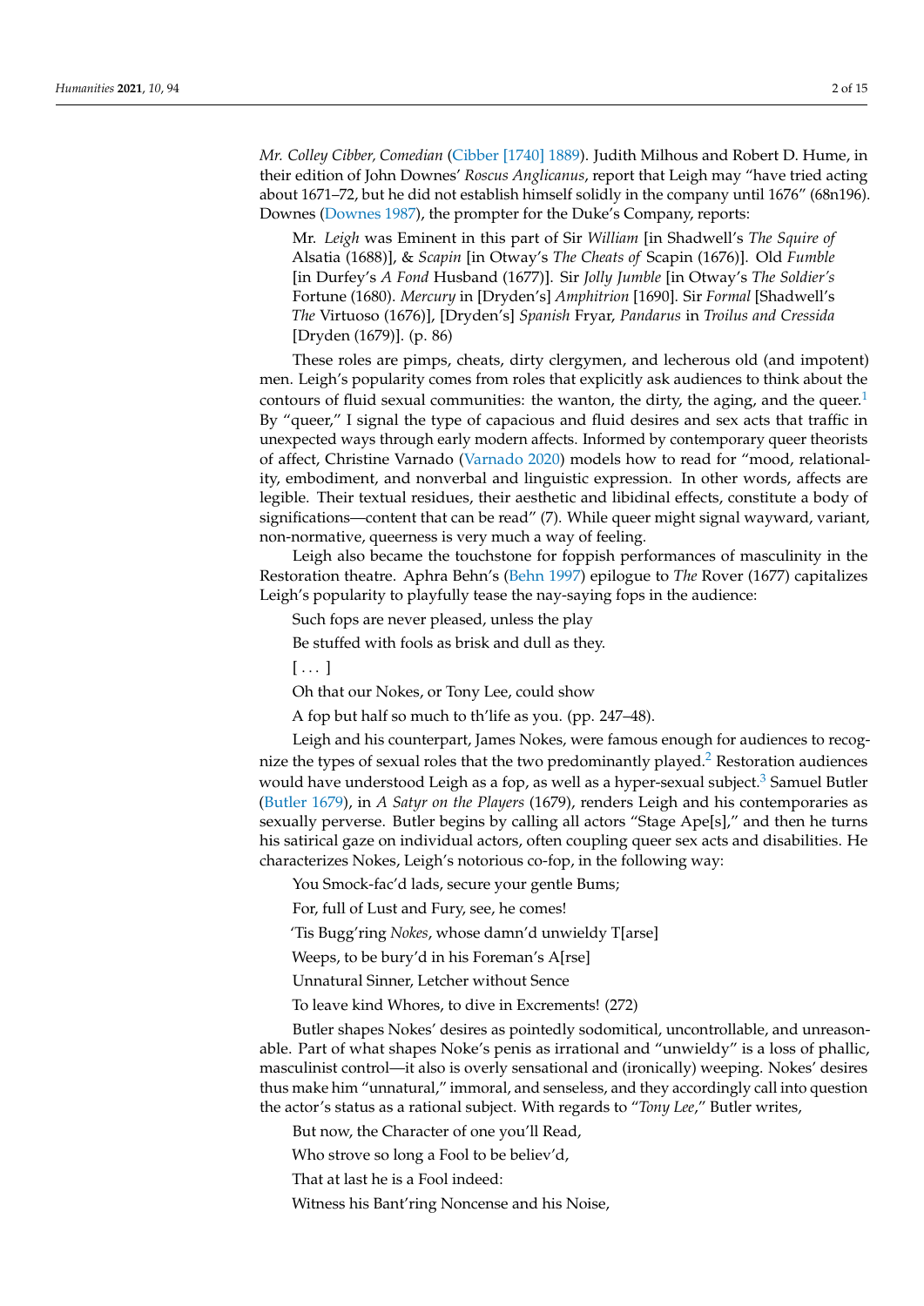*Mr. Colley Cibber, Comedian* (Cibber [1740] 1889). Judith Milhous and Robert D. Hume, in their edition of John Downes' *Roscus Anglicanus*, report that Leigh may "have tried acting about 1671–72, but he did not establish himself solidly in the company until 1676" (68n196). Downes (Downes 1987), the prompter for the Duke's Company, reports:

> Mr. *Leigh* was Eminent in this part of Sir *William* [in Shadwell's *The Squire of* Alsatia (1688)], & *Scapin* [in Otway's *The Cheats of* Scapin (1676)]. Old *Fumble* [in Durfey's *A Fond* Husband (1677)]. Sir *Jolly Jumble* [in Otway's *The Soldier's* Fortune (1680). *Mercury* in [Dryden's] *Amphitrion* [1690]. Sir *Formal* [Shadwell's *The* Virtuoso (1676)], [Dryden's] *Spanish* Fryar, *Pandarus* in *Troilus and Cressida* [Dryden (1679)]. (p. 86)

These roles are pimps, cheats, dirty clergymen, and lecherous old (and impotent) men. Leigh's popularity comes from roles that explicitly ask audiences to think about the contours of fluid sexual communities: the wanton, the dirty, the aging, and the queer.[1] By "queer," I signal the type of capacious and fluid desires and sex acts that traffic in unexpected ways through early modern affects. Informed by contemporary queer theorists of affect, Christine Varnado (Varnado 2020) models how to read for "mood, relationality, embodiment, and nonverbal and linguistic expression. In other words, affects are legible. Their textual residues, their aesthetic and libidinal effects, constitute a body of significations—content that can be read" (7). While queer might signal wayward, variant, non-normative, queerness is very much a way of feeling.

Leigh also became the touchstone for foppish performances of masculinity in the Restoration theatre. Aphra Behn's (Behn 1997) epilogue to *The* Rover (1677) capitalizes Leigh's popularity to playfully tease the nay-saying fops in the audience:

> Such fops are never pleased, unless the play
>
> Be stuffed with fools as brisk and dull as they.
>
> [ . . . ]
>
> Oh that our Nokes, or Tony Lee, could show
>
> A fop but half so much to th'life as you. (pp. 247–48).

Leigh and his counterpart, James Nokes, were famous enough for audiences to recognize the types of sexual roles that the two predominantly played.[2] Restoration audiences would have understood Leigh as a fop, as well as a hyper-sexual subject.[3] Samuel Butler (Butler 1679), in *A Satyr on the Players* (1679), renders Leigh and his contemporaries as sexually perverse. Butler begins by calling all actors "Stage Ape[s]," and then he turns his satirical gaze on individual actors, often coupling queer sex acts and disabilities. He characterizes Nokes, Leigh's notorious co-fop, in the following way:

> You Smock-fac'd lads, secure your gentle Bums;
>
> For, full of Lust and Fury, see, he comes!
>
> 'Tis Bugg'ring *Nokes*, whose damn'd unwieldy T[arse]
>
> Weeps, to be bury'd in his Foreman's A[rse]
>
> Unnatural Sinner, Letcher without Sence
>
> To leave kind Whores, to dive in Excrements! (272)

Butler shapes Nokes' desires as pointedly sodomitical, uncontrollable, and unreasonable. Part of what shapes Noke's penis as irrational and "unwieldy" is a loss of phallic, masculinist control—it also is overly sensational and (ironically) weeping. Nokes' desires thus make him "unnatural," immoral, and senseless, and they accordingly call into question the actor's status as a rational subject. With regards to "*Tony Lee*," Butler writes,

> But now, the Character of one you'll Read,
>
> Who strove so long a Fool to be believ'd,
>
> That at last he is a Fool indeed:
>
> Witness his Bant'ring Noncense and his Noise,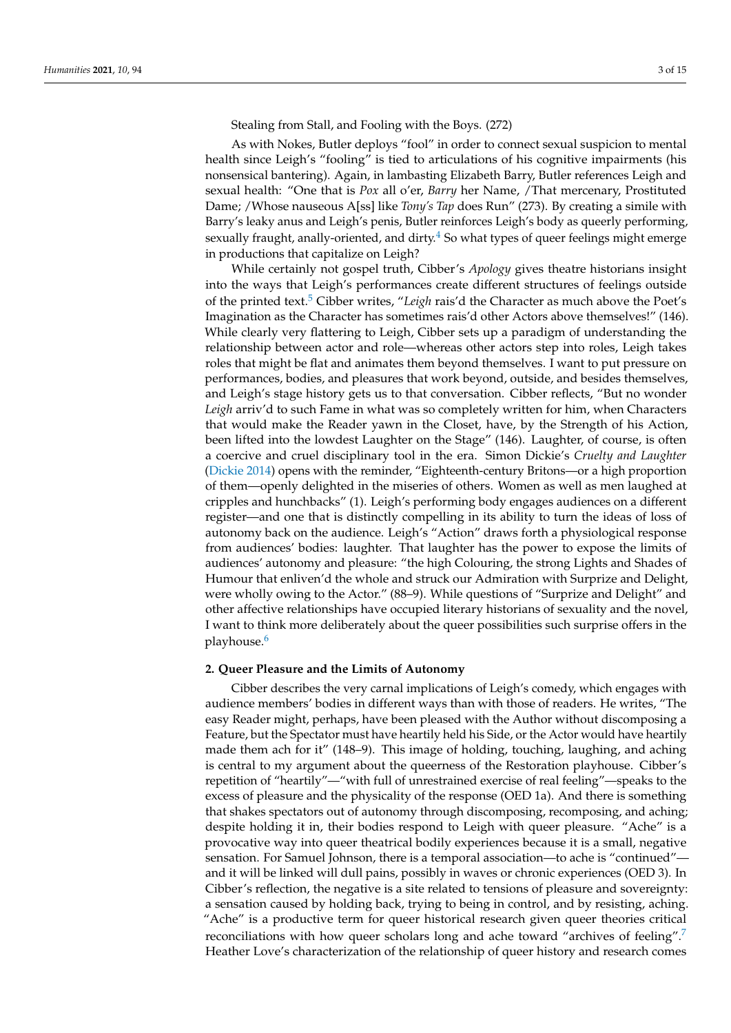Stealing from Stall, and Fooling with the Boys. (272)

As with Nokes, Butler deploys "fool" in order to connect sexual suspicion to mental health since Leigh's "fooling" is tied to articulations of his cognitive impairments (his nonsensical bantering). Again, in lambasting Elizabeth Barry, Butler references Leigh and sexual health: "One that is *Pox* all o'er, *Barry* her Name, /That mercenary, Prostituted Dame; /Whose nauseous A[ss] like *Tony's Tap* does Run" (273). By creating a simile with Barry's leaky anus and Leigh's penis, Butler reinforces Leigh's body as queerly performing, sexually fraught, anally-oriented, and dirty.[4] So what types of queer feelings might emerge in productions that capitalize on Leigh?

While certainly not gospel truth, Cibber's *Apology* gives theatre historians insight into the ways that Leigh's performances create different structures of feelings outside of the printed text.[5] Cibber writes, "*Leigh* rais'd the Character as much above the Poet's Imagination as the Character has sometimes rais'd other Actors above themselves!" (146). While clearly very flattering to Leigh, Cibber sets up a paradigm of understanding the relationship between actor and role—whereas other actors step into roles, Leigh takes roles that might be flat and animates them beyond themselves. I want to put pressure on performances, bodies, and pleasures that work beyond, outside, and besides themselves, and Leigh's stage history gets us to that conversation. Cibber reflects, "But no wonder *Leigh* arriv'd to such Fame in what was so completely written for him, when Characters that would make the Reader yawn in the Closet, have, by the Strength of his Action, been lifted into the lowdest Laughter on the Stage" (146). Laughter, of course, is often a coercive and cruel disciplinary tool in the era. Simon Dickie's *Cruelty and Laughter* (Dickie 2014) opens with the reminder, "Eighteenth-century Britons—or a high proportion of them—openly delighted in the miseries of others. Women as well as men laughed at cripples and hunchbacks" (1). Leigh's performing body engages audiences on a different register—and one that is distinctly compelling in its ability to turn the ideas of loss of autonomy back on the audience. Leigh's "Action" draws forth a physiological response from audiences' bodies: laughter. That laughter has the power to expose the limits of audiences' autonomy and pleasure: "the high Colouring, the strong Lights and Shades of Humour that enliven'd the whole and struck our Admiration with Surprize and Delight, were wholly owing to the Actor." (88–9). While questions of "Surprize and Delight" and other affective relationships have occupied literary historians of sexuality and the novel, I want to think more deliberately about the queer possibilities such surprise offers in the playhouse.[6]

## 2. Queer Pleasure and the Limits of Autonomy

Cibber describes the very carnal implications of Leigh's comedy, which engages with audience members' bodies in different ways than with those of readers. He writes, "The easy Reader might, perhaps, have been pleased with the Author without discomposing a Feature, but the Spectator must have heartily held his Side, or the Actor would have heartily made them ach for it" (148–9). This image of holding, touching, laughing, and aching is central to my argument about the queerness of the Restoration playhouse. Cibber's repetition of "heartily"—"with full of unrestrained exercise of real feeling"—speaks to the excess of pleasure and the physicality of the response (OED 1a). And there is something that shakes spectators out of autonomy through discomposing, recomposing, and aching; despite holding it in, their bodies respond to Leigh with queer pleasure. "Ache" is a provocative way into queer theatrical bodily experiences because it is a small, negative sensation. For Samuel Johnson, there is a temporal association—to ache is "continued"—and it will be linked will dull pains, possibly in waves or chronic experiences (OED 3). In Cibber's reflection, the negative is a site related to tensions of pleasure and sovereignty: a sensation caused by holding back, trying to being in control, and by resisting, aching. "Ache" is a productive term for queer historical research given queer theories critical reconciliations with how queer scholars long and ache toward "archives of feeling".[7] Heather Love's characterization of the relationship of queer history and research comes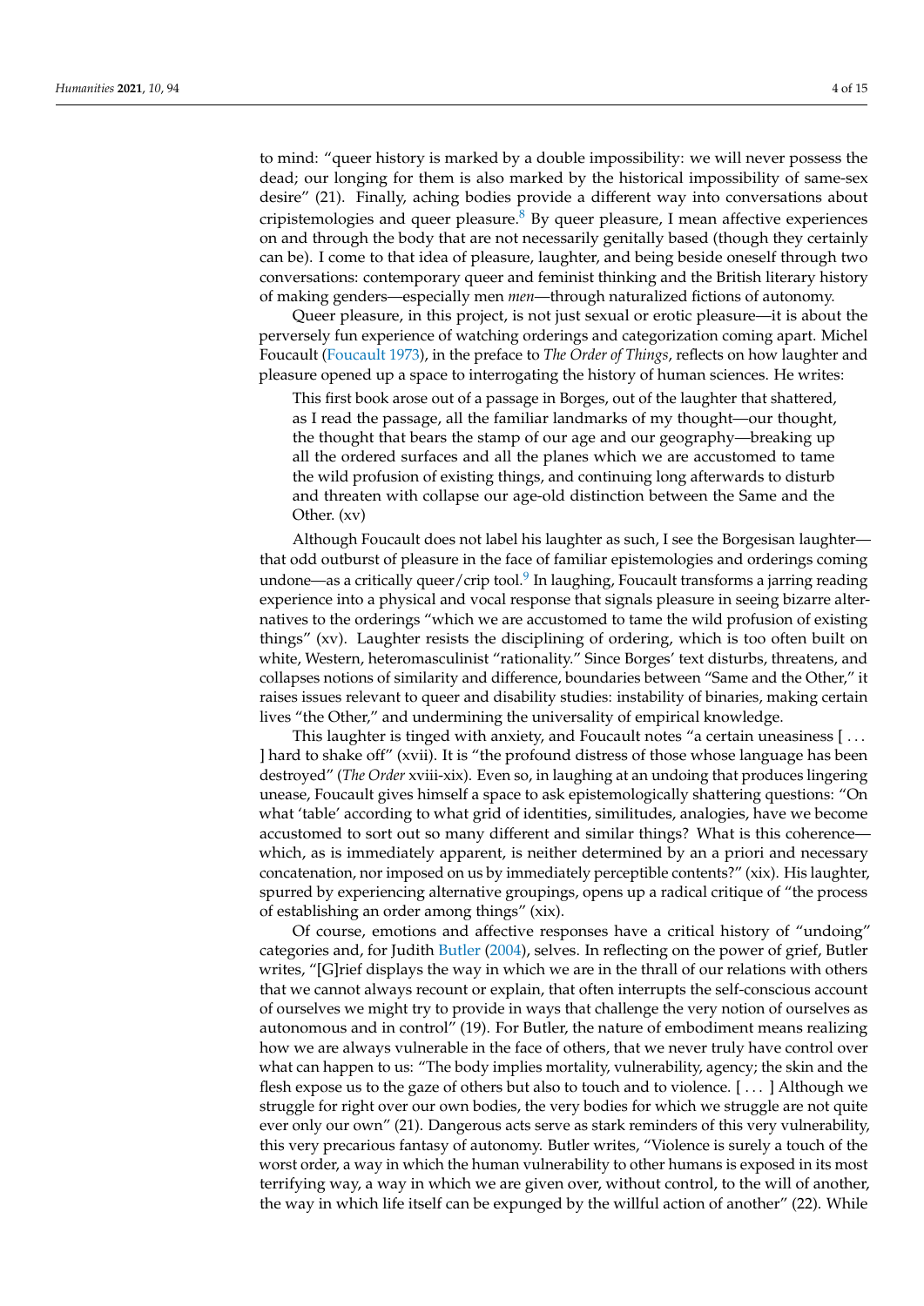to mind: "queer history is marked by a double impossibility: we will never possess the dead; our longing for them is also marked by the historical impossibility of same-sex desire" (21). Finally, aching bodies provide a different way into conversations about cripistemologies and queer pleasure.[8] By queer pleasure, I mean affective experiences on and through the body that are not necessarily genitally based (though they certainly can be). I come to that idea of pleasure, laughter, and being beside oneself through two conversations: contemporary queer and feminist thinking and the British literary history of making genders—especially men *men*—through naturalized fictions of autonomy.

Queer pleasure, in this project, is not just sexual or erotic pleasure—it is about the perversely fun experience of watching orderings and categorization coming apart. Michel Foucault (Foucault 1973), in the preface to *The Order of Things*, reflects on how laughter and pleasure opened up a space to interrogating the history of human sciences. He writes:

> This first book arose out of a passage in Borges, out of the laughter that shattered, as I read the passage, all the familiar landmarks of my thought—our thought, the thought that bears the stamp of our age and our geography—breaking up all the ordered surfaces and all the planes which we are accustomed to tame the wild profusion of existing things, and continuing long afterwards to disturb and threaten with collapse our age-old distinction between the Same and the Other. (xv)

Although Foucault does not label his laughter as such, I see the Borgesisan laughter—that odd outburst of pleasure in the face of familiar epistemologies and orderings coming undone—as a critically queer/crip tool.[9] In laughing, Foucault transforms a jarring reading experience into a physical and vocal response that signals pleasure in seeing bizarre alternatives to the orderings "which we are accustomed to tame the wild profusion of existing things" (xv). Laughter resists the disciplining of ordering, which is too often built on white, Western, heteromasculinist "rationality." Since Borges' text disturbs, threatens, and collapses notions of similarity and difference, boundaries between "Same and the Other," it raises issues relevant to queer and disability studies: instability of binaries, making certain lives "the Other," and undermining the universality of empirical knowledge.

This laughter is tinged with anxiety, and Foucault notes "a certain uneasiness [ . . . ] hard to shake off" (xvii). It is "the profound distress of those whose language has been destroyed" (*The Order* xviii-xix). Even so, in laughing at an undoing that produces lingering unease, Foucault gives himself a space to ask epistemologically shattering questions: "On what 'table' according to what grid of identities, similitudes, analogies, have we become accustomed to sort out so many different and similar things? What is this coherence—which, as is immediately apparent, is neither determined by an a priori and necessary concatenation, nor imposed on us by immediately perceptible contents?" (xix). His laughter, spurred by experiencing alternative groupings, opens up a radical critique of "the process of establishing an order among things" (xix).

Of course, emotions and affective responses have a critical history of "undoing" categories and, for Judith Butler (2004), selves. In reflecting on the power of grief, Butler writes, "[G]rief displays the way in which we are in the thrall of our relations with others that we cannot always recount or explain, that often interrupts the self-conscious account of ourselves we might try to provide in ways that challenge the very notion of ourselves as autonomous and in control" (19). For Butler, the nature of embodiment means realizing how we are always vulnerable in the face of others, that we never truly have control over what can happen to us: "The body implies mortality, vulnerability, agency; the skin and the flesh expose us to the gaze of others but also to touch and to violence. [ . . . ] Although we struggle for right over our own bodies, the very bodies for which we struggle are not quite ever only our own" (21). Dangerous acts serve as stark reminders of this very vulnerability, this very precarious fantasy of autonomy. Butler writes, "Violence is surely a touch of the worst order, a way in which the human vulnerability to other humans is exposed in its most terrifying way, a way in which we are given over, without control, to the will of another, the way in which life itself can be expunged by the willful action of another" (22). While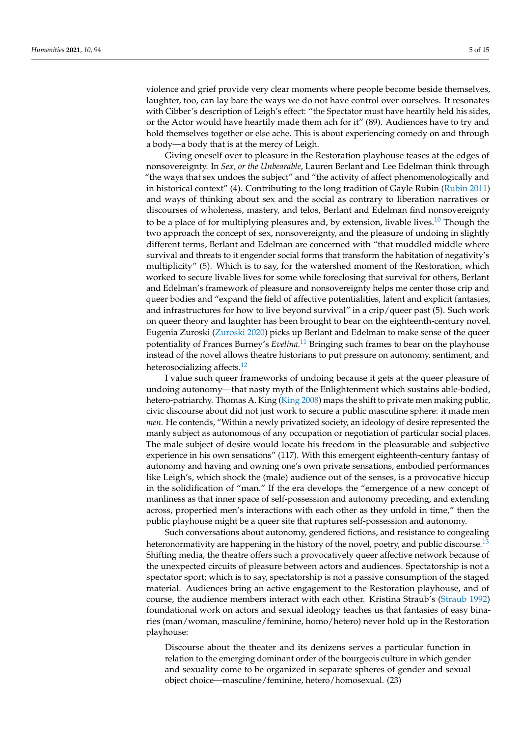violence and grief provide very clear moments where people become beside themselves, laughter, too, can lay bare the ways we do not have control over ourselves. It resonates with Cibber's description of Leigh's effect: "the Spectator must have heartily held his sides, or the Actor would have heartily made them ach for it" (89). Audiences have to try and hold themselves together or else ache. This is about experiencing comedy on and through a body—a body that is at the mercy of Leigh.

Giving oneself over to pleasure in the Restoration playhouse teases at the edges of nonsovereignty. In *Sex, or the Unbearable*, Lauren Berlant and Lee Edelman think through "the ways that sex undoes the subject" and "the activity of affect phenomenologically and in historical context" (4). Contributing to the long tradition of Gayle Rubin (Rubin 2011) and ways of thinking about sex and the social as contrary to liberation narratives or discourses of wholeness, mastery, and telos, Berlant and Edelman find nonsovereignty to be a place of for multiplying pleasures and, by extension, livable lives.[10] Though the two approach the concept of sex, nonsovereignty, and the pleasure of undoing in slightly different terms, Berlant and Edelman are concerned with "that muddled middle where survival and threats to it engender social forms that transform the habitation of negativity's multiplicity" (5). Which is to say, for the watershed moment of the Restoration, which worked to secure livable lives for some while foreclosing that survival for others, Berlant and Edelman's framework of pleasure and nonsovereignty helps me center those crip and queer bodies and "expand the field of affective potentialities, latent and explicit fantasies, and infrastructures for how to live beyond survival" in a crip/queer past (5). Such work on queer theory and laughter has been brought to bear on the eighteenth-century novel. Eugenia Zuroski (Zuroski 2020) picks up Berlant and Edelman to make sense of the queer potentiality of Frances Burney's *Evelina*.[11] Bringing such frames to bear on the playhouse instead of the novel allows theatre historians to put pressure on autonomy, sentiment, and heterosocializing affects.[12]

I value such queer frameworks of undoing because it gets at the queer pleasure of undoing autonomy—that nasty myth of the Enlightenment which sustains able-bodied, hetero-patriarchy. Thomas A. King (King 2008) maps the shift to private men making public, civic discourse about did not just work to secure a public masculine sphere: it made men *men*. He contends, "Within a newly privatized society, an ideology of desire represented the manly subject as autonomous of any occupation or negotiation of particular social places. The male subject of desire would locate his freedom in the pleasurable and subjective experience in his own sensations" (117). With this emergent eighteenth-century fantasy of autonomy and having and owning one's own private sensations, embodied performances like Leigh's, which shock the (male) audience out of the senses, is a provocative hiccup in the solidification of "man." If the era develops the "emergence of a new concept of manliness as that inner space of self-possession and autonomy preceding, and extending across, propertied men's interactions with each other as they unfold in time," then the public playhouse might be a queer site that ruptures self-possession and autonomy.

Such conversations about autonomy, gendered fictions, and resistance to congealing heteronormativity are happening in the history of the novel, poetry, and public discourse.[13] Shifting media, the theatre offers such a provocatively queer affective network because of the unexpected circuits of pleasure between actors and audiences. Spectatorship is not a spectator sport; which is to say, spectatorship is not a passive consumption of the staged material. Audiences bring an active engagement to the Restoration playhouse, and of course, the audience members interact with each other. Kristina Straub's (Straub 1992) foundational work on actors and sexual ideology teaches us that fantasies of easy binaries (man/woman, masculine/feminine, homo/hetero) never hold up in the Restoration playhouse:

> Discourse about the theater and its denizens serves a particular function in relation to the emerging dominant order of the bourgeois culture in which gender and sexuality come to be organized in separate spheres of gender and sexual object choice—masculine/feminine, hetero/homosexual. (23)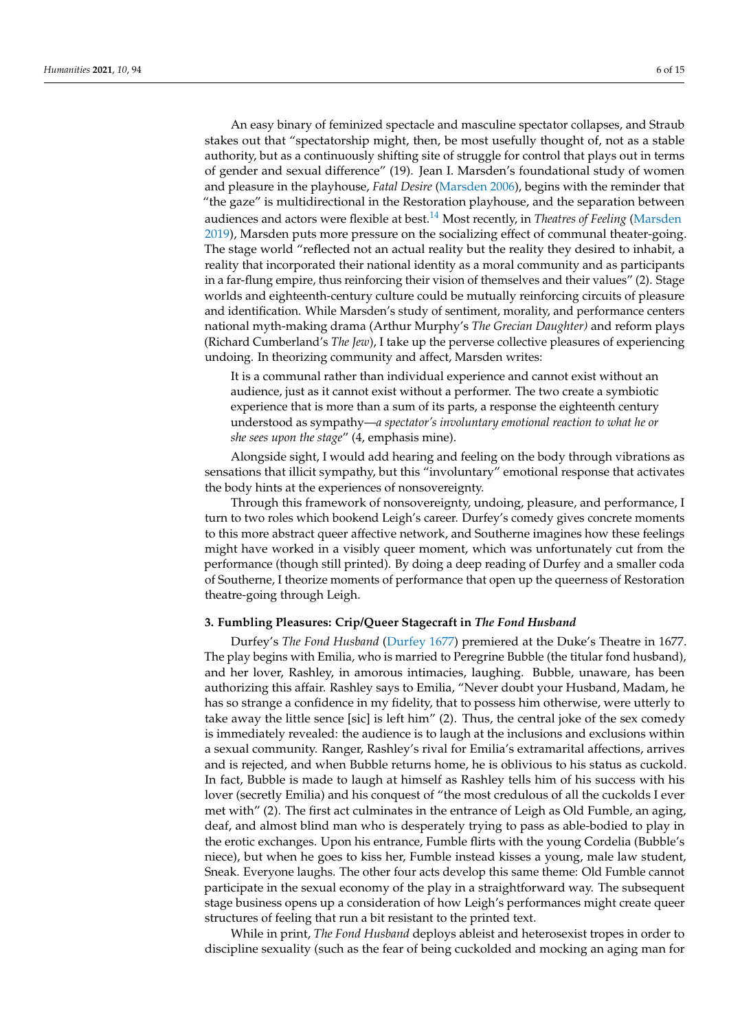An easy binary of feminized spectacle and masculine spectator collapses, and Straub stakes out that "spectatorship might, then, be most usefully thought of, not as a stable authority, but as a continuously shifting site of struggle for control that plays out in terms of gender and sexual difference" (19). Jean I. Marsden's foundational study of women and pleasure in the playhouse, *Fatal Desire* (Marsden 2006), begins with the reminder that "the gaze" is multidirectional in the Restoration playhouse, and the separation between audiences and actors were flexible at best.[14] Most recently, in *Theatres of Feeling* (Marsden 2019), Marsden puts more pressure on the socializing effect of communal theater-going. The stage world "reflected not an actual reality but the reality they desired to inhabit, a reality that incorporated their national identity as a moral community and as participants in a far-flung empire, thus reinforcing their vision of themselves and their values" (2). Stage worlds and eighteenth-century culture could be mutually reinforcing circuits of pleasure and identification. While Marsden's study of sentiment, morality, and performance centers national myth-making drama (Arthur Murphy's *The Grecian Daughter)* and reform plays (Richard Cumberland's *The Jew*), I take up the perverse collective pleasures of experiencing undoing. In theorizing community and affect, Marsden writes:

> It is a communal rather than individual experience and cannot exist without an audience, just as it cannot exist without a performer. The two create a symbiotic experience that is more than a sum of its parts, a response the eighteenth century understood as sympathy—*a spectator's involuntary emotional reaction to what he or she sees upon the stage*" (4, emphasis mine).

Alongside sight, I would add hearing and feeling on the body through vibrations as sensations that illicit sympathy, but this "involuntary" emotional response that activates the body hints at the experiences of nonsovereignty.

Through this framework of nonsovereignty, undoing, pleasure, and performance, I turn to two roles which bookend Leigh's career. Durfey's comedy gives concrete moments to this more abstract queer affective network, and Southerne imagines how these feelings might have worked in a visibly queer moment, which was unfortunately cut from the performance (though still printed). By doing a deep reading of Durfey and a smaller coda of Southerne, I theorize moments of performance that open up the queerness of Restoration theatre-going through Leigh.

### 3. Fumbling Pleasures: Crip/Queer Stagecraft in *The Fond Husband*

Durfey's *The Fond Husband* (Durfey 1677) premiered at the Duke's Theatre in 1677. The play begins with Emilia, who is married to Peregrine Bubble (the titular fond husband), and her lover, Rashley, in amorous intimacies, laughing. Bubble, unaware, has been authorizing this affair. Rashley says to Emilia, "Never doubt your Husband, Madam, he has so strange a confidence in my fidelity, that to possess him otherwise, were utterly to take away the little sence [sic] is left him" (2). Thus, the central joke of the sex comedy is immediately revealed: the audience is to laugh at the inclusions and exclusions within a sexual community. Ranger, Rashley's rival for Emilia's extramarital affections, arrives and is rejected, and when Bubble returns home, he is oblivious to his status as cuckold. In fact, Bubble is made to laugh at himself as Rashley tells him of his success with his lover (secretly Emilia) and his conquest of "the most credulous of all the cuckolds I ever met with" (2). The first act culminates in the entrance of Leigh as Old Fumble, an aging, deaf, and almost blind man who is desperately trying to pass as able-bodied to play in the erotic exchanges. Upon his entrance, Fumble flirts with the young Cordelia (Bubble's niece), but when he goes to kiss her, Fumble instead kisses a young, male law student, Sneak. Everyone laughs. The other four acts develop this same theme: Old Fumble cannot participate in the sexual economy of the play in a straightforward way. The subsequent stage business opens up a consideration of how Leigh's performances might create queer structures of feeling that run a bit resistant to the printed text.

While in print, *The Fond Husband* deploys ableist and heterosexist tropes in order to discipline sexuality (such as the fear of being cuckolded and mocking an aging man for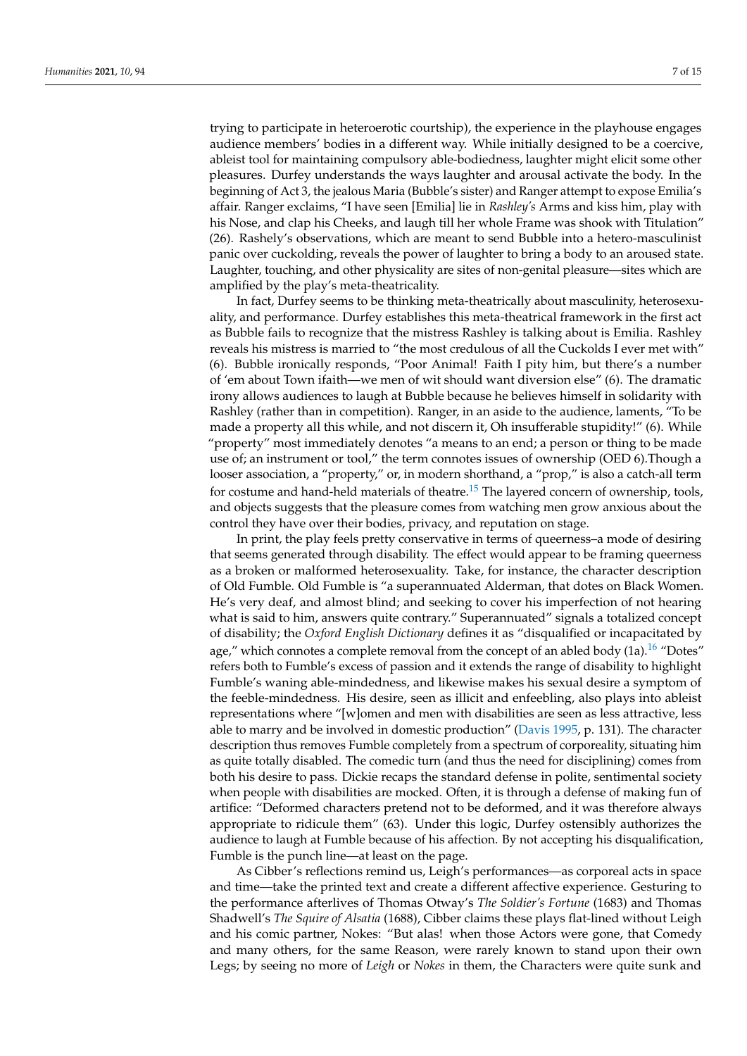trying to participate in heteroerotic courtship), the experience in the playhouse engages audience members' bodies in a different way. While initially designed to be a coercive, ableist tool for maintaining compulsory able-bodiedness, laughter might elicit some other pleasures. Durfey understands the ways laughter and arousal activate the body. In the beginning of Act 3, the jealous Maria (Bubble's sister) and Ranger attempt to expose Emilia's affair. Ranger exclaims, "I have seen [Emilia] lie in *Rashley's* Arms and kiss him, play with his Nose, and clap his Cheeks, and laugh till her whole Frame was shook with Titulation" (26). Rashely's observations, which are meant to send Bubble into a hetero-masculinist panic over cuckolding, reveals the power of laughter to bring a body to an aroused state. Laughter, touching, and other physicality are sites of non-genital pleasure—sites which are amplified by the play's meta-theatricality.

In fact, Durfey seems to be thinking meta-theatrically about masculinity, heterosexuality, and performance. Durfey establishes this meta-theatrical framework in the first act as Bubble fails to recognize that the mistress Rashley is talking about is Emilia. Rashley reveals his mistress is married to "the most credulous of all the Cuckolds I ever met with" (6). Bubble ironically responds, "Poor Animal! Faith I pity him, but there's a number of 'em about Town ifaith—we men of wit should want diversion else" (6). The dramatic irony allows audiences to laugh at Bubble because he believes himself in solidarity with Rashley (rather than in competition). Ranger, in an aside to the audience, laments, "To be made a property all this while, and not discern it, Oh insufferable stupidity!" (6). While "property" most immediately denotes "a means to an end; a person or thing to be made use of; an instrument or tool," the term connotes issues of ownership (OED 6).Though a looser association, a "property," or, in modern shorthand, a "prop," is also a catch-all term for costume and hand-held materials of theatre.[15] The layered concern of ownership, tools, and objects suggests that the pleasure comes from watching men grow anxious about the control they have over their bodies, privacy, and reputation on stage.

In print, the play feels pretty conservative in terms of queerness–a mode of desiring that seems generated through disability. The effect would appear to be framing queerness as a broken or malformed heterosexuality. Take, for instance, the character description of Old Fumble. Old Fumble is "a superannuated Alderman, that dotes on Black Women. He's very deaf, and almost blind; and seeking to cover his imperfection of not hearing what is said to him, answers quite contrary." Superannuated" signals a totalized concept of disability; the *Oxford English Dictionary* defines it as "disqualified or incapacitated by age," which connotes a complete removal from the concept of an abled body (1a).[16] "Dotes" refers both to Fumble's excess of passion and it extends the range of disability to highlight Fumble's waning able-mindedness, and likewise makes his sexual desire a symptom of the feeble-mindedness. His desire, seen as illicit and enfeebling, also plays into ableist representations where "[w]omen and men with disabilities are seen as less attractive, less able to marry and be involved in domestic production" (Davis 1995, p. 131). The character description thus removes Fumble completely from a spectrum of corporeality, situating him as quite totally disabled. The comedic turn (and thus the need for disciplining) comes from both his desire to pass. Dickie recaps the standard defense in polite, sentimental society when people with disabilities are mocked. Often, it is through a defense of making fun of artifice: "Deformed characters pretend not to be deformed, and it was therefore always appropriate to ridicule them" (63). Under this logic, Durfey ostensibly authorizes the audience to laugh at Fumble because of his affection. By not accepting his disqualification, Fumble is the punch line—at least on the page.

As Cibber's reflections remind us, Leigh's performances—as corporeal acts in space and time—take the printed text and create a different affective experience. Gesturing to the performance afterlives of Thomas Otway's *The Soldier's Fortune* (1683) and Thomas Shadwell's *The Squire of Alsatia* (1688), Cibber claims these plays flat-lined without Leigh and his comic partner, Nokes: "But alas! when those Actors were gone, that Comedy and many others, for the same Reason, were rarely known to stand upon their own Legs; by seeing no more of *Leigh* or *Nokes* in them, the Characters were quite sunk and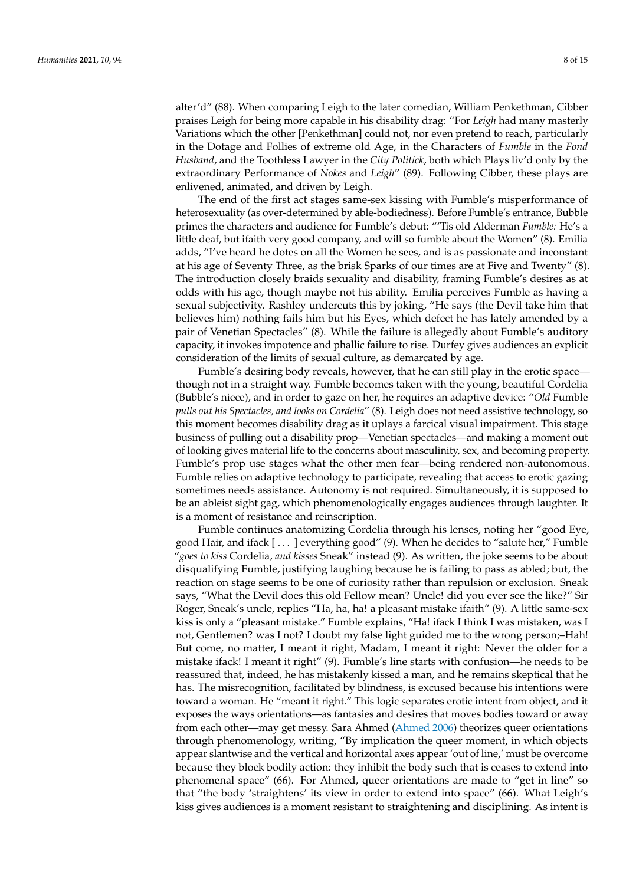alter'd" (88). When comparing Leigh to the later comedian, William Penkethman, Cibber praises Leigh for being more capable in his disability drag: "For *Leigh* had many masterly Variations which the other [Penkethman] could not, nor even pretend to reach, particularly in the Dotage and Follies of extreme old Age, in the Characters of *Fumble* in the *Fond Husband*, and the Toothless Lawyer in the *City Politick*, both which Plays liv'd only by the extraordinary Performance of *Nokes* and *Leigh*" (89). Following Cibber, these plays are enlivened, animated, and driven by Leigh.

The end of the first act stages same-sex kissing with Fumble's misperformance of heterosexuality (as over-determined by able-bodiedness). Before Fumble's entrance, Bubble primes the characters and audience for Fumble's debut: "'Tis old Alderman *Fumble:* He's a little deaf, but ifaith very good company, and will so fumble about the Women" (8). Emilia adds, "I've heard he dotes on all the Women he sees, and is as passionate and inconstant at his age of Seventy Three, as the brisk Sparks of our times are at Five and Twenty" (8). The introduction closely braids sexuality and disability, framing Fumble's desires as at odds with his age, though maybe not his ability. Emilia perceives Fumble as having a sexual subjectivity. Rashley undercuts this by joking, "He says (the Devil take him that believes him) nothing fails him but his Eyes, which defect he has lately amended by a pair of Venetian Spectacles" (8). While the failure is allegedly about Fumble's auditory capacity, it invokes impotence and phallic failure to rise. Durfey gives audiences an explicit consideration of the limits of sexual culture, as demarcated by age.

Fumble's desiring body reveals, however, that he can still play in the erotic space—though not in a straight way. Fumble becomes taken with the young, beautiful Cordelia (Bubble's niece), and in order to gaze on her, he requires an adaptive device: "*Old* Fumble *pulls out his Spectacles, and looks on Cordelia*" (8). Leigh does not need assistive technology, so this moment becomes disability drag as it uplays a farcical visual impairment. This stage business of pulling out a disability prop—Venetian spectacles—and making a moment out of looking gives material life to the concerns about masculinity, sex, and becoming property. Fumble's prop use stages what the other men fear—being rendered non-autonomous. Fumble relies on adaptive technology to participate, revealing that access to erotic gazing sometimes needs assistance. Autonomy is not required. Simultaneously, it is supposed to be an ableist sight gag, which phenomenologically engages audiences through laughter. It is a moment of resistance and reinscription.

Fumble continues anatomizing Cordelia through his lenses, noting her "good Eye, good Hair, and ifack [ ... ] everything good" (9). When he decides to "salute her," Fumble "*goes to kiss* Cordelia, *and kisses* Sneak" instead (9). As written, the joke seems to be about disqualifying Fumble, justifying laughing because he is failing to pass as abled; but, the reaction on stage seems to be one of curiosity rather than repulsion or exclusion. Sneak says, "What the Devil does this old Fellow mean? Uncle! did you ever see the like?" Sir Roger, Sneak's uncle, replies "Ha, ha, ha! a pleasant mistake ifaith" (9). A little same-sex kiss is only a "pleasant mistake." Fumble explains, "Ha! ifack I think I was mistaken, was I not, Gentlemen? was I not? I doubt my false light guided me to the wrong person;–Hah! But come, no matter, I meant it right, Madam, I meant it right: Never the older for a mistake ifack! I meant it right" (9). Fumble's line starts with confusion—he needs to be reassured that, indeed, he has mistakenly kissed a man, and he remains skeptical that he has. The misrecognition, facilitated by blindness, is excused because his intentions were toward a woman. He "meant it right." This logic separates erotic intent from object, and it exposes the ways orientations—as fantasies and desires that moves bodies toward or away from each other—may get messy. Sara Ahmed (Ahmed 2006) theorizes queer orientations through phenomenology, writing, "By implication the queer moment, in which objects appear slantwise and the vertical and horizontal axes appear 'out of line,' must be overcome because they block bodily action: they inhibit the body such that is ceases to extend into phenomenal space" (66). For Ahmed, queer orientations are made to "get in line" so that "the body 'straightens' its view in order to extend into space" (66). What Leigh's kiss gives audiences is a moment resistant to straightening and disciplining. As intent is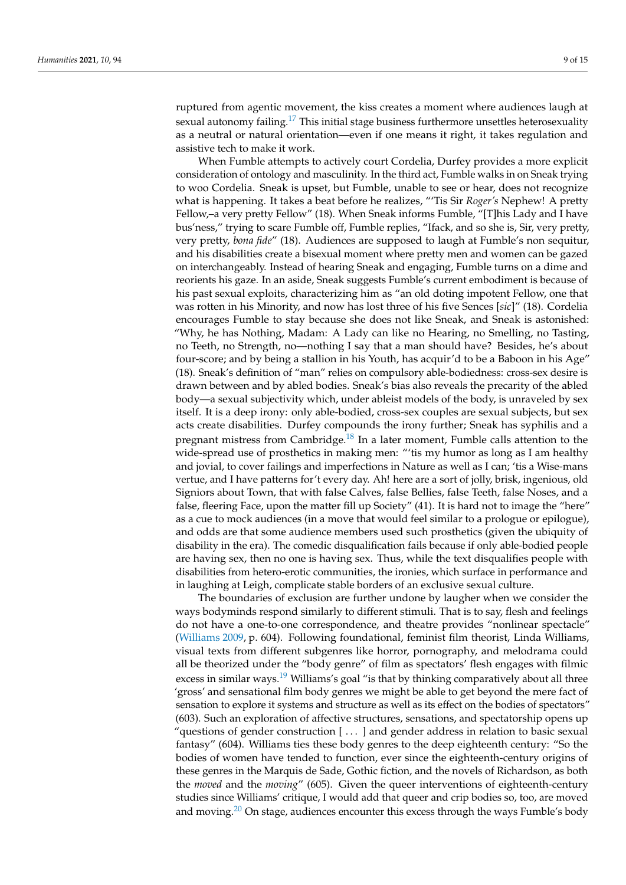ruptured from agentic movement, the kiss creates a moment where audiences laugh at sexual autonomy failing.[17] This initial stage business furthermore unsettles heterosexuality as a neutral or natural orientation—even if one means it right, it takes regulation and assistive tech to make it work.

When Fumble attempts to actively court Cordelia, Durfey provides a more explicit consideration of ontology and masculinity. In the third act, Fumble walks in on Sneak trying to woo Cordelia. Sneak is upset, but Fumble, unable to see or hear, does not recognize what is happening. It takes a beat before he realizes, "'Tis Sir *Roger's* Nephew! A pretty Fellow,–a very pretty Fellow" (18). When Sneak informs Fumble, "[T]his Lady and I have bus'ness," trying to scare Fumble off, Fumble replies, "Ifack, and so she is, Sir, very pretty, very pretty, *bona fide*" (18). Audiences are supposed to laugh at Fumble's non sequitur, and his disabilities create a bisexual moment where pretty men and women can be gazed on interchangeably. Instead of hearing Sneak and engaging, Fumble turns on a dime and reorients his gaze. In an aside, Sneak suggests Fumble's current embodiment is because of his past sexual exploits, characterizing him as "an old doting impotent Fellow, one that was rotten in his Minority, and now has lost three of his five Sences [*sic*]" (18). Cordelia encourages Fumble to stay because she does not like Sneak, and Sneak is astonished: "Why, he has Nothing, Madam: A Lady can like no Hearing, no Smelling, no Tasting, no Teeth, no Strength, no—nothing I say that a man should have? Besides, he's about four-score; and by being a stallion in his Youth, has acquir'd to be a Baboon in his Age" (18). Sneak's definition of "man" relies on compulsory able-bodiedness: cross-sex desire is drawn between and by abled bodies. Sneak's bias also reveals the precarity of the abled body—a sexual subjectivity which, under ableist models of the body, is unraveled by sex itself. It is a deep irony: only able-bodied, cross-sex couples are sexual subjects, but sex acts create disabilities. Durfey compounds the irony further; Sneak has syphilis and a pregnant mistress from Cambridge.[18] In a later moment, Fumble calls attention to the wide-spread use of prosthetics in making men: "'tis my humor as long as I am healthy and jovial, to cover failings and imperfections in Nature as well as I can; 'tis a Wise-mans vertue, and I have patterns for't every day. Ah! here are a sort of jolly, brisk, ingenious, old Signiors about Town, that with false Calves, false Bellies, false Teeth, false Noses, and a false, fleering Face, upon the matter fill up Society" (41). It is hard not to image the "here" as a cue to mock audiences (in a move that would feel similar to a prologue or epilogue), and odds are that some audience members used such prosthetics (given the ubiquity of disability in the era). The comedic disqualification fails because if only able-bodied people are having sex, then no one is having sex. Thus, while the text disqualifies people with disabilities from hetero-erotic communities, the ironies, which surface in performance and in laughing at Leigh, complicate stable borders of an exclusive sexual culture.

The boundaries of exclusion are further undone by laugher when we consider the ways bodyminds respond similarly to different stimuli. That is to say, flesh and feelings do not have a one-to-one correspondence, and theatre provides "nonlinear spectacle" (Williams 2009, p. 604). Following foundational, feminist film theorist, Linda Williams, visual texts from different subgenres like horror, pornography, and melodrama could all be theorized under the "body genre" of film as spectators' flesh engages with filmic excess in similar ways.[19] Williams's goal "is that by thinking comparatively about all three 'gross' and sensational film body genres we might be able to get beyond the mere fact of sensation to explore it systems and structure as well as its effect on the bodies of spectators" (603). Such an exploration of affective structures, sensations, and spectatorship opens up "questions of gender construction [ . . . ] and gender address in relation to basic sexual fantasy" (604). Williams ties these body genres to the deep eighteenth century: "So the bodies of women have tended to function, ever since the eighteenth-century origins of these genres in the Marquis de Sade, Gothic fiction, and the novels of Richardson, as both the *moved* and the *moving*" (605). Given the queer interventions of eighteenth-century studies since Williams' critique, I would add that queer and crip bodies so, too, are moved and moving.[20] On stage, audiences encounter this excess through the ways Fumble's body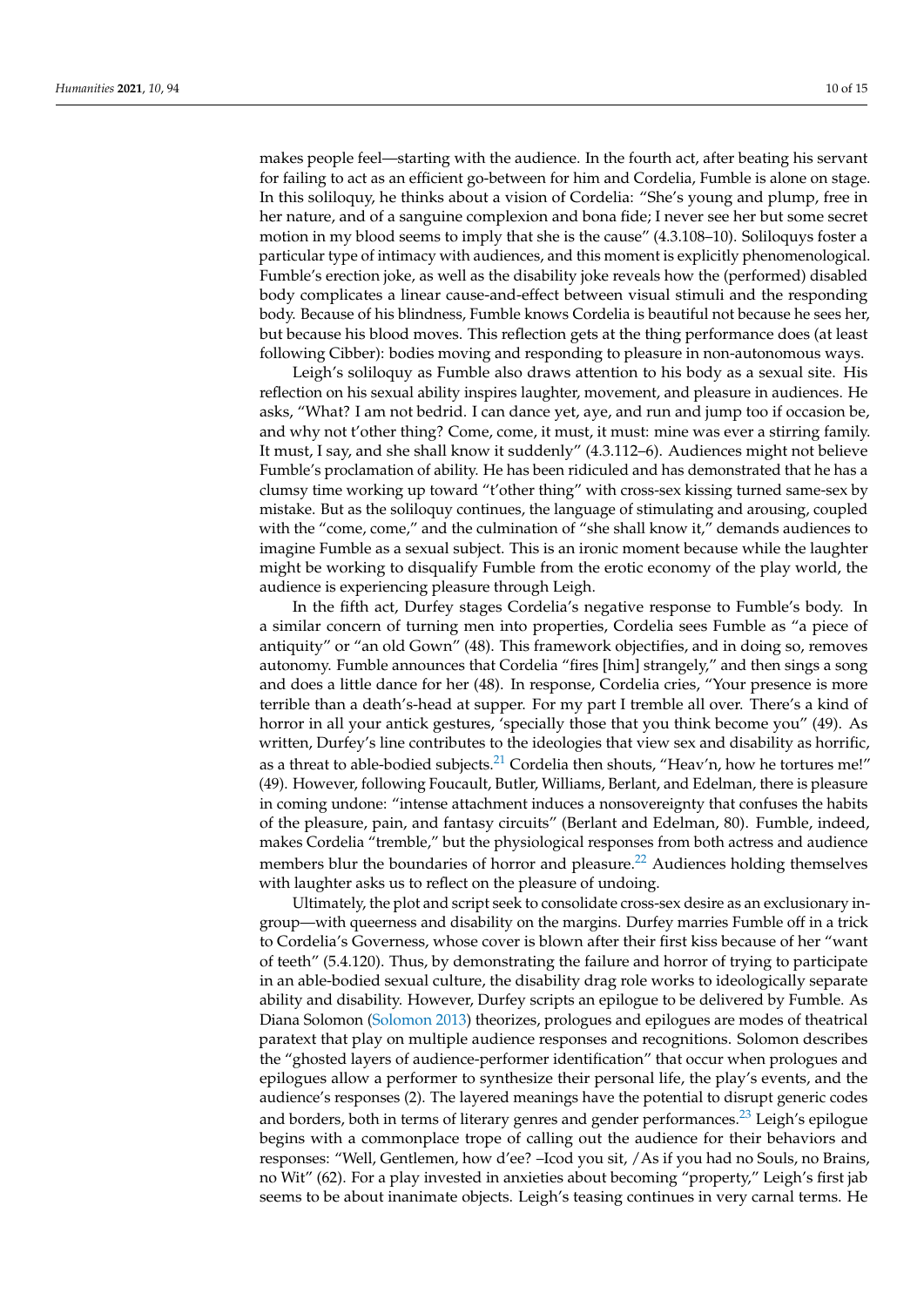makes people feel—starting with the audience. In the fourth act, after beating his servant for failing to act as an efficient go-between for him and Cordelia, Fumble is alone on stage. In this soliloquy, he thinks about a vision of Cordelia: "She's young and plump, free in her nature, and of a sanguine complexion and bona fide; I never see her but some secret motion in my blood seems to imply that she is the cause" (4.3.108–10). Soliloquys foster a particular type of intimacy with audiences, and this moment is explicitly phenomenological. Fumble's erection joke, as well as the disability joke reveals how the (performed) disabled body complicates a linear cause-and-effect between visual stimuli and the responding body. Because of his blindness, Fumble knows Cordelia is beautiful not because he sees her, but because his blood moves. This reflection gets at the thing performance does (at least following Cibber): bodies moving and responding to pleasure in non-autonomous ways.

Leigh's soliloquy as Fumble also draws attention to his body as a sexual site. His reflection on his sexual ability inspires laughter, movement, and pleasure in audiences. He asks, "What? I am not bedrid. I can dance yet, aye, and run and jump too if occasion be, and why not t'other thing? Come, come, it must, it must: mine was ever a stirring family. It must, I say, and she shall know it suddenly" (4.3.112–6). Audiences might not believe Fumble's proclamation of ability. He has been ridiculed and has demonstrated that he has a clumsy time working up toward "t'other thing" with cross-sex kissing turned same-sex by mistake. But as the soliloquy continues, the language of stimulating and arousing, coupled with the "come, come," and the culmination of "she shall know it," demands audiences to imagine Fumble as a sexual subject. This is an ironic moment because while the laughter might be working to disqualify Fumble from the erotic economy of the play world, the audience is experiencing pleasure through Leigh.

In the fifth act, Durfey stages Cordelia's negative response to Fumble's body. In a similar concern of turning men into properties, Cordelia sees Fumble as "a piece of antiquity" or "an old Gown" (48). This framework objectifies, and in doing so, removes autonomy. Fumble announces that Cordelia "fires [him] strangely," and then sings a song and does a little dance for her (48). In response, Cordelia cries, "Your presence is more terrible than a death's-head at supper. For my part I tremble all over. There's a kind of horror in all your antick gestures, 'specially those that you think become you" (49). As written, Durfey's line contributes to the ideologies that view sex and disability as horrific, as a threat to able-bodied subjects.[21] Cordelia then shouts, "Heav'n, how he tortures me!" (49). However, following Foucault, Butler, Williams, Berlant, and Edelman, there is pleasure in coming undone: "intense attachment induces a nonsovereignty that confuses the habits of the pleasure, pain, and fantasy circuits" (Berlant and Edelman, 80). Fumble, indeed, makes Cordelia "tremble," but the physiological responses from both actress and audience members blur the boundaries of horror and pleasure.[22] Audiences holding themselves with laughter asks us to reflect on the pleasure of undoing.

Ultimately, the plot and script seek to consolidate cross-sex desire as an exclusionary in-group—with queerness and disability on the margins. Durfey marries Fumble off in a trick to Cordelia's Governess, whose cover is blown after their first kiss because of her "want of teeth" (5.4.120). Thus, by demonstrating the failure and horror of trying to participate in an able-bodied sexual culture, the disability drag role works to ideologically separate ability and disability. However, Durfey scripts an epilogue to be delivered by Fumble. As Diana Solomon (Solomon 2013) theorizes, prologues and epilogues are modes of theatrical paratext that play on multiple audience responses and recognitions. Solomon describes the "ghosted layers of audience-performer identification" that occur when prologues and epilogues allow a performer to synthesize their personal life, the play's events, and the audience's responses (2). The layered meanings have the potential to disrupt generic codes and borders, both in terms of literary genres and gender performances.[23] Leigh's epilogue begins with a commonplace trope of calling out the audience for their behaviors and responses: "Well, Gentlemen, how d'ee? –Icod you sit, /As if you had no Souls, no Brains, no Wit" (62). For a play invested in anxieties about becoming "property," Leigh's first jab seems to be about inanimate objects. Leigh's teasing continues in very carnal terms. He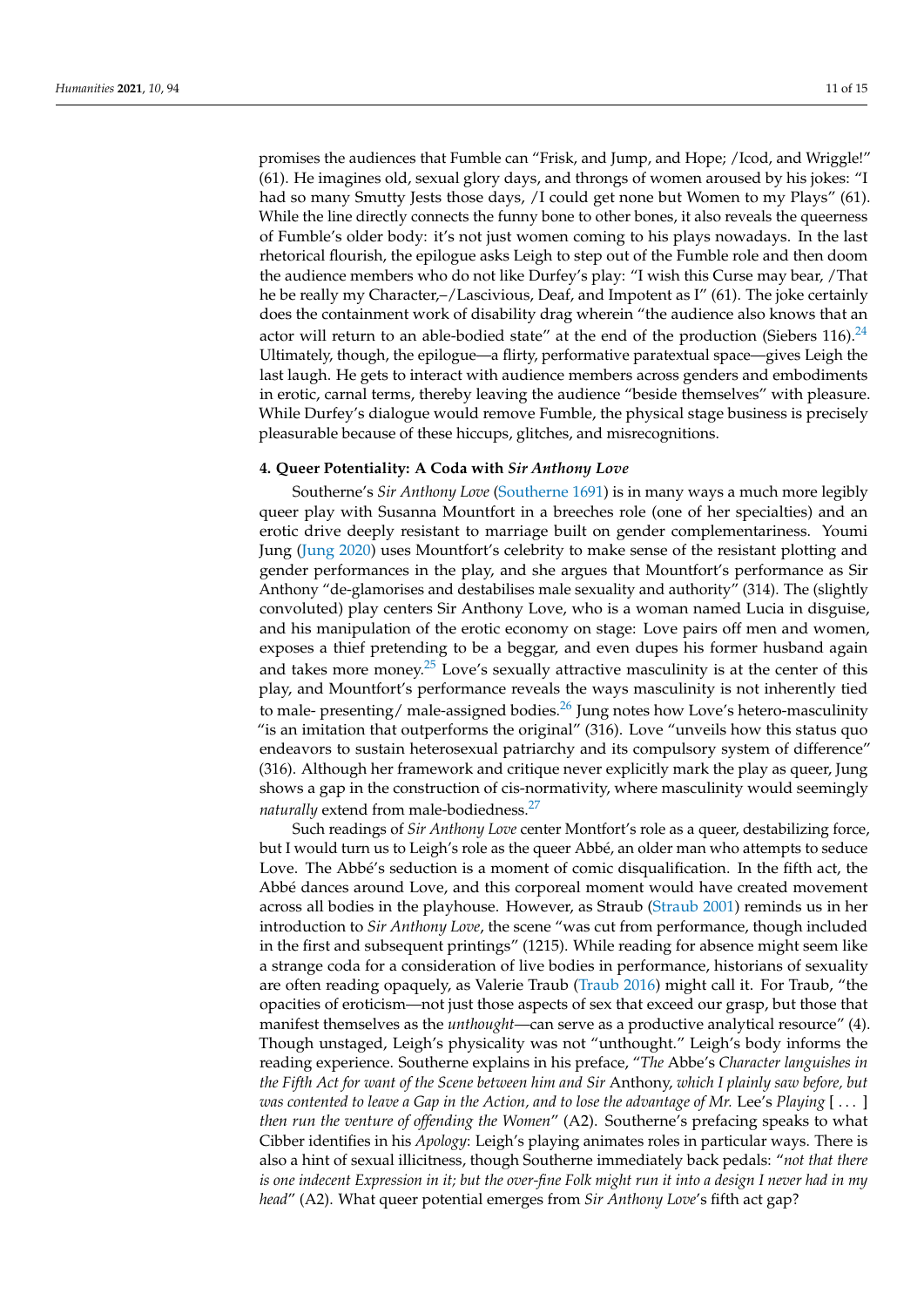promises the audiences that Fumble can "Frisk, and Jump, and Hope; /Icod, and Wriggle!" (61). He imagines old, sexual glory days, and throngs of women aroused by his jokes: "I had so many Smutty Jests those days, /I could get none but Women to my Plays" (61). While the line directly connects the funny bone to other bones, it also reveals the queerness of Fumble's older body: it's not just women coming to his plays nowadays. In the last rhetorical flourish, the epilogue asks Leigh to step out of the Fumble role and then doom the audience members who do not like Durfey's play: "I wish this Curse may bear, /That he be really my Character,–/Lascivious, Deaf, and Impotent as I" (61). The joke certainly does the containment work of disability drag wherein "the audience also knows that an actor will return to an able-bodied state" at the end of the production (Siebers 116).[24] Ultimately, though, the epilogue—a flirty, performative paratextual space—gives Leigh the last laugh. He gets to interact with audience members across genders and embodiments in erotic, carnal terms, thereby leaving the audience "beside themselves" with pleasure. While Durfey's dialogue would remove Fumble, the physical stage business is precisely pleasurable because of these hiccups, glitches, and misrecognitions.

## 4. Queer Potentiality: A Coda with *Sir Anthony Love*

Southerne's *Sir Anthony Love* (Southerne 1691) is in many ways a much more legibly queer play with Susanna Mountfort in a breeches role (one of her specialties) and an erotic drive deeply resistant to marriage built on gender complementariness. Youmi Jung (Jung 2020) uses Mountfort's celebrity to make sense of the resistant plotting and gender performances in the play, and she argues that Mountfort's performance as Sir Anthony "de-glamorises and destabilises male sexuality and authority" (314). The (slightly convoluted) play centers Sir Anthony Love, who is a woman named Lucia in disguise, and his manipulation of the erotic economy on stage: Love pairs off men and women, exposes a thief pretending to be a beggar, and even dupes his former husband again and takes more money.[25] Love's sexually attractive masculinity is at the center of this play, and Mountfort's performance reveals the ways masculinity is not inherently tied to male- presenting/ male-assigned bodies.[26] Jung notes how Love's hetero-masculinity "is an imitation that outperforms the original" (316). Love "unveils how this status quo endeavors to sustain heterosexual patriarchy and its compulsory system of difference" (316). Although her framework and critique never explicitly mark the play as queer, Jung shows a gap in the construction of cis-normativity, where masculinity would seemingly *naturally* extend from male-bodiedness.[27]

Such readings of *Sir Anthony Love* center Montfort's role as a queer, destabilizing force, but I would turn us to Leigh's role as the queer Abbé, an older man who attempts to seduce Love. The Abbé's seduction is a moment of comic disqualification. In the fifth act, the Abbé dances around Love, and this corporeal moment would have created movement across all bodies in the playhouse. However, as Straub (Straub 2001) reminds us in her introduction to *Sir Anthony Love*, the scene "was cut from performance, though included in the first and subsequent printings" (1215). While reading for absence might seem like a strange coda for a consideration of live bodies in performance, historians of sexuality are often reading opaquely, as Valerie Traub (Traub 2016) might call it. For Traub, "the opacities of eroticism—not just those aspects of sex that exceed our grasp, but those that manifest themselves as the *unthought*—can serve as a productive analytical resource" (4). Though unstaged, Leigh's physicality was not "unthought." Leigh's body informs the reading experience. Southerne explains in his preface, "*The* Abbe's *Character languishes in the Fifth Act for want of the Scene between him and Sir* Anthony, *which I plainly saw before, but was contented to leave a Gap in the Action, and to lose the advantage of Mr.* Lee's *Playing* [ ... ] *then run the venture of offending the Women*" (A2). Southerne's prefacing speaks to what Cibber identifies in his *Apology*: Leigh's playing animates roles in particular ways. There is also a hint of sexual illicitness, though Southerne immediately back pedals: "*not that there is one indecent Expression in it; but the over-fine Folk might run it into a design I never had in my head*" (A2). What queer potential emerges from *Sir Anthony Love*'s fifth act gap?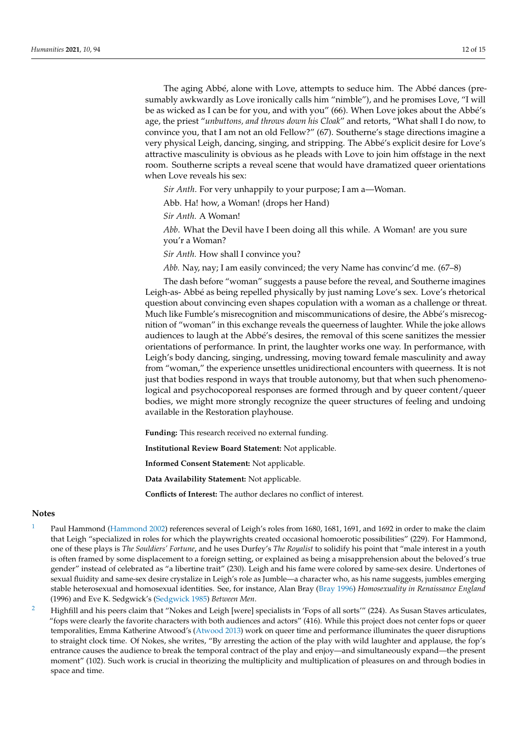The aging Abbé, alone with Love, attempts to seduce him. The Abbé dances (presumably awkwardly as Love ironically calls him "nimble"), and he promises Love, "I will be as wicked as I can be for you, and with you" (66). When Love jokes about the Abbé's age, the priest "*unbuttons, and throws down his Cloak*" and retorts, "What shall I do now, to convince you, that I am not an old Fellow?" (67). Southerne's stage directions imagine a very physical Leigh, dancing, singing, and stripping. The Abbé's explicit desire for Love's attractive masculinity is obvious as he pleads with Love to join him offstage in the next room. Southerne scripts a reveal scene that would have dramatized queer orientations when Love reveals his sex:

> *Sir Anth*. For very unhappily to your purpose; I am a—Woman.
>
> Abb. Ha! how, a Woman! (drops her Hand)
>
> *Sir Anth.* A Woman!
>
> *Abb*. What the Devil have I been doing all this while. A Woman! are you sure you'r a Woman?
>
> *Sir Anth.* How shall I convince you?
>
> *Abb.* Nay, nay; I am easily convinced; the very Name has convinc'd me. (67–8)

The dash before "woman" suggests a pause before the reveal, and Southerne imagines Leigh-as- Abbé as being repelled physically by just naming Love's sex. Love's rhetorical question about convincing even shapes copulation with a woman as a challenge or threat. Much like Fumble's misrecognition and miscommunications of desire, the Abbé's misrecognition of "woman" in this exchange reveals the queerness of laughter. While the joke allows audiences to laugh at the Abbé's desires, the removal of this scene sanitizes the messier orientations of performance. In print, the laughter works one way. In performance, with Leigh's body dancing, singing, undressing, moving toward female masculinity and away from "woman," the experience unsettles unidirectional encounters with queerness. It is not just that bodies respond in ways that trouble autonomy, but that when such phenomenological and psychocoporeal responses are formed through and by queer content/queer bodies, we might more strongly recognize the queer structures of feeling and undoing available in the Restoration playhouse.

**Funding:** This research received no external funding.

**Institutional Review Board Statement:** Not applicable.

**Informed Consent Statement:** Not applicable.

**Data Availability Statement:** Not applicable.

**Conflicts of Interest:** The author declares no conflict of interest.

## Notes

1. Paul Hammond (Hammond 2002) references several of Leigh's roles from 1680, 1681, 1691, and 1692 in order to make the claim that Leigh "specialized in roles for which the playwrights created occasional homoerotic possibilities" (229). For Hammond, one of these plays is *The Souldiers' Fortune*, and he uses Durfey's *The Royalist* to solidify his point that "male interest in a youth is often framed by some displacement to a foreign setting, or explained as being a misapprehension about the beloved's true gender" instead of celebrated as "a libertine trait" (230). Leigh and his fame were colored by same-sex desire. Undertones of sexual fluidity and same-sex desire crystalize in Leigh's role as Jumble—a character who, as his name suggests, jumbles emerging stable heterosexual and homosexual identities. See, for instance, Alan Bray (Bray 1996) *Homosexuality in Renaissance England* (1996) and Eve K. Sedgwick's (Sedgwick 1985) *Between Men*.

2. Highfill and his peers claim that "Nokes and Leigh [were] specialists in 'Fops of all sorts'" (224). As Susan Staves articulates, "fops were clearly the favorite characters with both audiences and actors" (416). While this project does not center fops or queer temporalities, Emma Katherine Atwood's (Atwood 2013) work on queer time and performance illuminates the queer disruptions to straight clock time. Of Nokes, she writes, "By arresting the action of the play with wild laughter and applause, the fop's entrance causes the audience to break the temporal contract of the play and enjoy—and simultaneously expand—the present moment" (102). Such work is crucial in theorizing the multiplicity and multiplication of pleasures on and through bodies in space and time.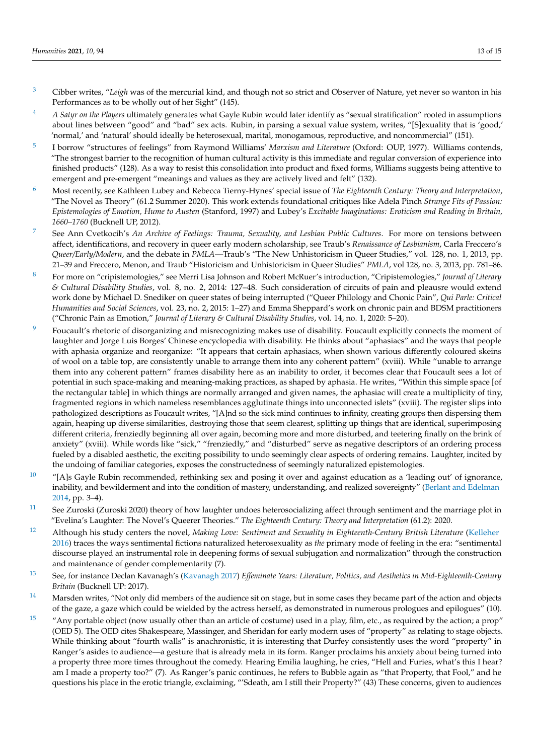3. Cibber writes, "*Leigh* was of the mercurial kind, and though not so strict and Observer of Nature, yet never so wanton in his Performances as to be wholly out of her Sight" (145).

4. *A Satyr on the Players* ultimately generates what Gayle Rubin would later identify as "sexual stratification" rooted in assumptions about lines between "good" and "bad" sex acts. Rubin, in parsing a sexual value system, writes, "[S]exuality that is 'good,' 'normal,' and 'natural' should ideally be heterosexual, marital, monogamous, reproductive, and noncommercial" (151).

5. I borrow "structures of feelings" from Raymond Williams' *Marxism and Literature* (Oxford: OUP, 1977). Williams contends, "The strongest barrier to the recognition of human cultural activity is this immediate and regular conversion of experience into finished products" (128). As a way to resist this consolidation into product and fixed forms, Williams suggests being attentive to emergent and pre-emergent "meanings and values as they are actively lived and felt" (132).

6. Most recently, see Kathleen Lubey and Rebecca Tierny-Hynes' special issue of *The Eighteenth Century: Theory and Interpretation*, "The Novel as Theory" (61.2 Summer 2020). This work extends foundational critiques like Adela Pinch *Strange Fits of Passion: Epistemologies of Emotion, Hume to Austen* (Stanford, 1997) and Lubey's *Excitable Imaginations: Eroticism and Reading in Britain, 1660–1760* (Bucknell UP, 2012).

7. See Ann Cvetkocih's *An Archive of Feelings: Trauma, Sexuality, and Lesbian Public Cultures*. For more on tensions between affect, identifications, and recovery in queer early modern scholarship, see Traub's *Renaissance of Lesbianism*, Carla Freccero's *Queer/Early/Modern*, and the debate in *PMLA*—Traub's "The New Unhistoricism in Queer Studies," vol. 128, no. 1, 2013, pp. 21–39 and Freccero, Menon, and Traub "Historicism and Unhistoricism in Queer Studies" *PMLA*, vol 128, no. 3, 2013, pp. 781–86.

8. For more on "cripistemologies," see Merri Lisa Johnson and Robert McRuer's introduction, "Cripistemologies," *Journal of Literary & Cultural Disability Studies*, vol. 8, no. 2, 2014: 127–48. Such consideration of circuits of pain and pleausre would extend work done by Michael D. Snediker on queer states of being interrupted ("Queer Philology and Chonic Pain", *Qui Parle: Critical Humanities and Social Sciences*, vol. 23, no. 2, 2015: 1–27) and Emma Sheppard's work on chronic pain and BDSM practitioners ("Chronic Pain as Emotion," *Journal of Literary & Cultural Disability Studies*, vol. 14, no. 1, 2020: 5–20).

9. Foucault's rhetoric of disorganizing and misrecognizing makes use of disability. Foucault explicitly connects the moment of laughter and Jorge Luis Borges' Chinese encyclopedia with disability. He thinks about "aphasiacs" and the ways that people with aphasia organize and reorganize: "It appears that certain aphasiacs, when shown various differently coloured skeins of wool on a table top, are consistently unable to arrange them into any coherent pattern" (xviii). While "unable to arrange them into any coherent pattern" frames disability here as an inability to order, it becomes clear that Foucault sees a lot of potential in such space-making and meaning-making practices, as shaped by aphasia. He writes, "Within this simple space [of the rectangular table] in which things are normally arranged and given names, the aphasiac will create a multiplicity of tiny, fragmented regions in which nameless resemblances agglutinate things into unconnected islets" (xviii). The register slips into pathologized descriptions as Foucault writes, "[A]nd so the sick mind continues to infinity, creating groups then dispersing them again, heaping up diverse similarities, destroying those that seem clearest, splitting up things that are identical, superimposing different criteria, frenziedly beginning all over again, becoming more and more disturbed, and teetering finally on the brink of anxiety" (xviii). While words like "sick," "frenziedly," and "disturbed" serve as negative descriptors of an ordering process fueled by a disabled aesthetic, the exciting possibility to undo seemingly clear aspects of ordering remains. Laughter, incited by the undoing of familiar categories, exposes the constructedness of seemingly naturalized epistemologies.

10. "[A]s Gayle Rubin recommended, rethinking sex and posing it over and against education as a 'leading out' of ignorance, inability, and bewilderment and into the condition of mastery, understanding, and realized sovereignty" (Berlant and Edelman 2014, pp. 3–4).

11. See Zuroski (Zuroski 2020) theory of how laughter undoes heterosocializing affect through sentiment and the marriage plot in "Evelina's Laughter: The Novel's Queerer Theories." *The Eighteenth Century: Theory and Interpretation* (61.2): 2020.

12. Although his study centers the novel, *Making Love: Sentiment and Sexuality in Eighteenth-Century British Literature* (Kelleher 2016) traces the ways sentimental fictions naturalized heterosexuality as *the* primary mode of feeling in the era: "sentimental discourse played an instrumental role in deepening forms of sexual subjugation and normalization" through the construction and maintenance of gender complementarity (7).

13. See, for instance Declan Kavanagh's (Kavanagh 2017) *Effeminate Years: Literature, Politics, and Aesthetics in Mid-Eighteenth-Century Britain* (Bucknell UP: 2017).

14. Marsden writes, "Not only did members of the audience sit on stage, but in some cases they became part of the action and objects of the gaze, a gaze which could be wielded by the actress herself, as demonstrated in numerous prologues and epilogues" (10).

15. "Any portable object (now usually other than an article of costume) used in a play, film, etc., as required by the action; a prop" (OED 5). The OED cites Shakespeare, Massinger, and Sheridan for early modern uses of "property" as relating to stage objects. While thinking about "fourth walls" is anachronistic, it is interesting that Durfey consistently uses the word "property" in Ranger's asides to audience—a gesture that is already meta in its form. Ranger proclaims his anxiety about being turned into a property three more times throughout the comedy. Hearing Emilia laughing, he cries, "Hell and Furies, what's this I hear? am I made a property too?" (7). As Ranger's panic continues, he refers to Bubble again as "that Property, that Fool," and he questions his place in the erotic triangle, exclaiming, "'Sdeath, am I still their Property?" (43) These concerns, given to audiences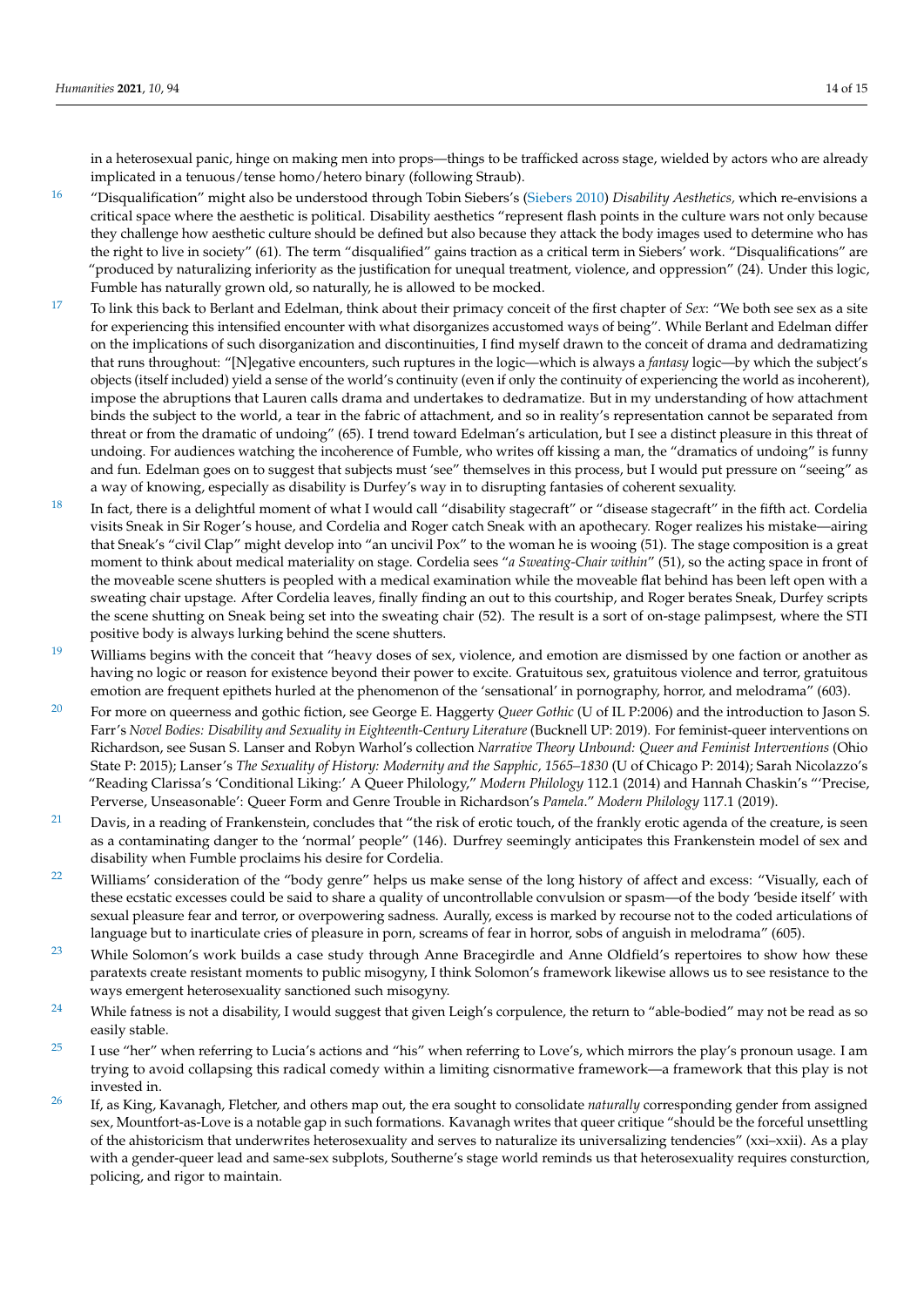in a heterosexual panic, hinge on making men into props—things to be trafficked across stage, wielded by actors who are already implicated in a tenuous/tense homo/hetero binary (following Straub).

16 "Disqualification" might also be understood through Tobin Siebers's (Siebers 2010) *Disability Aesthetics*, which re-envisions a critical space where the aesthetic is political. Disability aesthetics "represent flash points in the culture wars not only because they challenge how aesthetic culture should be defined but also because they attack the body images used to determine who has the right to live in society" (61). The term "disqualified" gains traction as a critical term in Siebers' work. "Disqualifications" are "produced by naturalizing inferiority as the justification for unequal treatment, violence, and oppression" (24). Under this logic, Fumble has naturally grown old, so naturally, he is allowed to be mocked.

17 To link this back to Berlant and Edelman, think about their primacy conceit of the first chapter of *Sex*: "We both see sex as a site for experiencing this intensified encounter with what disorganizes accustomed ways of being". While Berlant and Edelman differ on the implications of such disorganization and discontinuities, I find myself drawn to the conceit of drama and dedramatizing that runs throughout: "[N]egative encounters, such ruptures in the logic—which is always a *fantasy* logic—by which the subject's objects (itself included) yield a sense of the world's continuity (even if only the continuity of experiencing the world as incoherent), impose the abruptions that Lauren calls drama and undertakes to dedramatize. But in my understanding of how attachment binds the subject to the world, a tear in the fabric of attachment, and so in reality's representation cannot be separated from threat or from the dramatic of undoing" (65). I trend toward Edelman's articulation, but I see a distinct pleasure in this threat of undoing. For audiences watching the incoherence of Fumble, who writes off kissing a man, the "dramatics of undoing" is funny and fun. Edelman goes on to suggest that subjects must 'see" themselves in this process, but I would put pressure on "seeing" as a way of knowing, especially as disability is Durfey's way in to disrupting fantasies of coherent sexuality.

18 In fact, there is a delightful moment of what I would call "disability stagecraft" or "disease stagecraft" in the fifth act. Cordelia visits Sneak in Sir Roger's house, and Cordelia and Roger catch Sneak with an apothecary. Roger realizes his mistake—airing that Sneak's "civil Clap" might develop into "an uncivil Pox" to the woman he is wooing (51). The stage composition is a great moment to think about medical materiality on stage. Cordelia sees "*a Sweating-Chair within*" (51), so the acting space in front of the moveable scene shutters is peopled with a medical examination while the moveable flat behind has been left open with a sweating chair upstage. After Cordelia leaves, finally finding an out to this courtship, and Roger berates Sneak, Durfey scripts the scene shutting on Sneak being set into the sweating chair (52). The result is a sort of on-stage palimpsest, where the STI positive body is always lurking behind the scene shutters.

19 Williams begins with the conceit that "heavy doses of sex, violence, and emotion are dismissed by one faction or another as having no logic or reason for existence beyond their power to excite. Gratuitous sex, gratuitous violence and terror, gratuitous emotion are frequent epithets hurled at the phenomenon of the 'sensational' in pornography, horror, and melodrama" (603).

20 For more on queerness and gothic fiction, see George E. Haggerty *Queer Gothic* (U of IL P:2006) and the introduction to Jason S. Farr's *Novel Bodies: Disability and Sexuality in Eighteenth-Century Literature* (Bucknell UP: 2019). For feminist-queer interventions on Richardson, see Susan S. Lanser and Robyn Warhol's collection *Narrative Theory Unbound: Queer and Feminist Interventions* (Ohio State P: 2015); Lanser's *The Sexuality of History: Modernity and the Sapphic, 1565–1830* (U of Chicago P: 2014); Sarah Nicolazzo's "Reading Clarissa's 'Conditional Liking:' A Queer Philology," *Modern Philology* 112.1 (2014) and Hannah Chaskin's "'Precise, Perverse, Unseasonable': Queer Form and Genre Trouble in Richardson's *Pamela*." *Modern Philology* 117.1 (2019).

21 Davis, in a reading of Frankenstein, concludes that "the risk of erotic touch, of the frankly erotic agenda of the creature, is seen as a contaminating danger to the 'normal' people" (146). Durfrey seemingly anticipates this Frankenstein model of sex and disability when Fumble proclaims his desire for Cordelia.

22 Williams' consideration of the "body genre" helps us make sense of the long history of affect and excess: "Visually, each of these ecstatic excesses could be said to share a quality of uncontrollable convulsion or spasm—of the body 'beside itself' with sexual pleasure fear and terror, or overpowering sadness. Aurally, excess is marked by recourse not to the coded articulations of language but to inarticulate cries of pleasure in porn, screams of fear in horror, sobs of anguish in melodrama" (605).

23 While Solomon's work builds a case study through Anne Bracegirdle and Anne Oldfield's repertoires to show how these paratexts create resistant moments to public misogyny, I think Solomon's framework likewise allows us to see resistance to the ways emergent heterosexuality sanctioned such misogyny.

24 While fatness is not a disability, I would suggest that given Leigh's corpulence, the return to "able-bodied" may not be read as so easily stable.

25 I use "her" when referring to Lucia's actions and "his" when referring to Love's, which mirrors the play's pronoun usage. I am trying to avoid collapsing this radical comedy within a limiting cisnormative framework—a framework that this play is not invested in.

26 If, as King, Kavanagh, Fletcher, and others map out, the era sought to consolidate *naturally* corresponding gender from assigned sex, Mountfort-as-Love is a notable gap in such formations. Kavanagh writes that queer critique "should be the forceful unsettling of the ahistoricism that underwrites heterosexuality and serves to naturalize its universalizing tendencies" (xxi–xxii). As a play with a gender-queer lead and same-sex subplots, Southerne's stage world reminds us that heterosexuality requires consturction, policing, and rigor to maintain.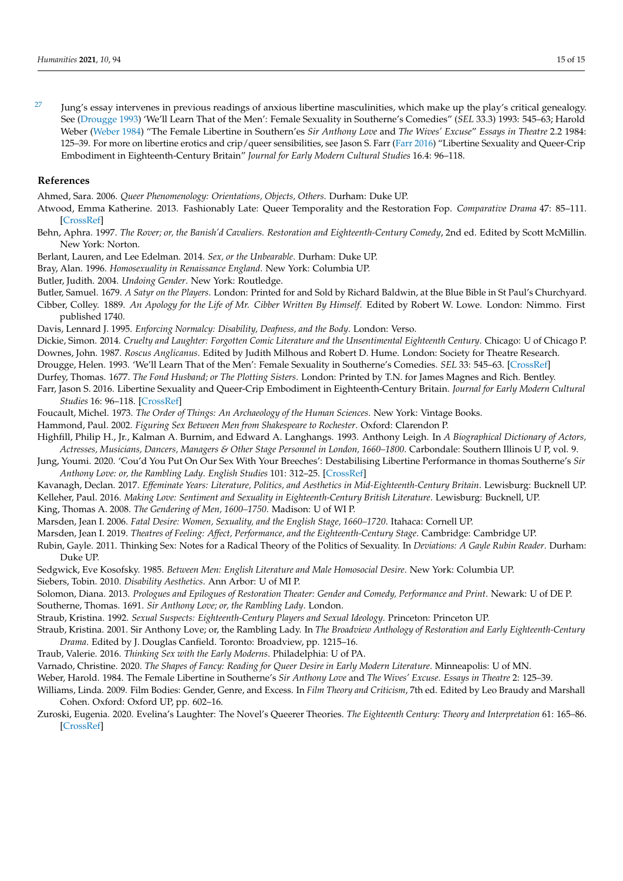[27] Jung's essay intervenes in previous readings of anxious libertine masculinities, which make up the play's critical genealogy. See (Drougge 1993) 'We'll Learn That of the Men': Female Sexuality in Southerne's Comedies" (*SEL* 33.3) 1993: 545–63; Harold Weber (Weber 1984) "The Female Libertine in Southern'es *Sir Anthony Love* and *The Wives' Excuse*" *Essays in Theatre* 2.2 1984: 125–39. For more on libertine erotics and crip/queer sensibilities, see Jason S. Farr (Farr 2016) "Libertine Sexuality and Queer-Crip Embodiment in Eighteenth-Century Britain" *Journal for Early Modern Cultural Studies* 16.4: 96–118.

## References

Ahmed, Sara. 2006. *Queer Phenomenology: Orientations, Objects, Others*. Durham: Duke UP.

Atwood, Emma Katherine. 2013. Fashionably Late: Queer Temporality and the Restoration Fop. *Comparative Drama* 47: 85–111. [CrossRef]

Behn, Aphra. 1997. *The Rover; or, the Banish'd Cavaliers. Restoration and Eighteenth-Century Comedy*, 2nd ed. Edited by Scott McMillin. New York: Norton.

Berlant, Lauren, and Lee Edelman. 2014. *Sex, or the Unbearable*. Durham: Duke UP.

Bray, Alan. 1996. *Homosexuality in Renaissance England*. New York: Columbia UP.

Butler, Judith. 2004. *Undoing Gender*. New York: Routledge.

Butler, Samuel. 1679. *A Satyr on the Players*. London: Printed for and Sold by Richard Baldwin, at the Blue Bible in St Paul's Churchyard.

Cibber, Colley. 1889. *An Apology for the Life of Mr. Cibber Written By Himself*. Edited by Robert W. Lowe. London: Nimmo. First published 1740.

Davis, Lennard J. 1995. *Enforcing Normalcy: Disability, Deafness, and the Body*. London: Verso.

Dickie, Simon. 2014. *Cruelty and Laughter: Forgotten Comic Literature and the Unsentimental Eighteenth Century*. Chicago: U of Chicago P.

Downes, John. 1987. *Roscus Anglicanus*. Edited by Judith Milhous and Robert D. Hume. London: Society for Theatre Research.

Drougge, Helen. 1993. 'We'll Learn That of the Men': Female Sexuality in Southerne's Comedies. *SEL* 33: 545–63. [CrossRef]

Durfey, Thomas. 1677. *The Fond Husband; or The Plotting Sisters*. London: Printed by T.N. for James Magnes and Rich. Bentley.

Farr, Jason S. 2016. Libertine Sexuality and Queer-Crip Embodiment in Eighteenth-Century Britain. *Journal for Early Modern Cultural Studies* 16: 96–118. [CrossRef]

Foucault, Michel. 1973. *The Order of Things: An Archaeology of the Human Sciences*. New York: Vintage Books.

Hammond, Paul. 2002. *Figuring Sex Between Men from Shakespeare to Rochester*. Oxford: Clarendon P.

Highfill, Philip H., Jr., Kalman A. Burnim, and Edward A. Langhangs. 1993. Anthony Leigh. In *A Biographical Dictionary of Actors, Actresses, Musicians, Dancers, Managers & Other Stage Personnel in London, 1660–1800*. Carbondale: Southern Illinois U P, vol. 9.

Jung, Youmi. 2020. 'Cou'd You Put On Our Sex With Your Breeches': Destabilising Libertine Performance in thomas Southerne's *Sir Anthony Love: or, the Rambling Lady*. *English Studies* 101: 312–25. [CrossRef]

Kavanagh, Declan. 2017. *Effeminate Years: Literature, Politics, and Aesthetics in Mid-Eighteenth-Century Britain*. Lewisburg: Bucknell UP.

Kelleher, Paul. 2016. *Making Love: Sentiment and Sexuality in Eighteenth-Century British Literature*. Lewisburg: Bucknell, UP.

King, Thomas A. 2008. *The Gendering of Men, 1600–1750*. Madison: U of WI P.

Marsden, Jean I. 2006. *Fatal Desire: Women, Sexuality, and the English Stage, 1660–1720*. Ithaca: Cornell UP.

Marsden, Jean I. 2019. *Theatres of Feeling: Affect, Performance, and the Eighteenth-Century Stage*. Cambridge: Cambridge UP.

Rubin, Gayle. 2011. Thinking Sex: Notes for a Radical Theory of the Politics of Sexuality. In *Deviations: A Gayle Rubin Reader*. Durham: Duke UP.

Sedgwick, Eve Kosofsky. 1985. *Between Men: English Literature and Male Homosocial Desire*. New York: Columbia UP.

Siebers, Tobin. 2010. *Disability Aesthetics*. Ann Arbor: U of MI P.

Solomon, Diana. 2013. *Prologues and Epilogues of Restoration Theater: Gender and Comedy, Performance and Print*. Newark: U of DE P.

Southerne, Thomas. 1691. *Sir Anthony Love; or, the Rambling Lady*. London.

Straub, Kristina. 1992. *Sexual Suspects: Eighteenth-Century Players and Sexual Ideology*. Princeton: Princeton UP.

Straub, Kristina. 2001. Sir Anthony Love; or, the Rambling Lady. In *The Broadview Anthology of Restoration and Early Eighteenth-Century Drama*. Edited by J. Douglas Canfield. Toronto: Broadview, pp. 1215–16.

Traub, Valerie. 2016. *Thinking Sex with the Early Moderns*. Philadelphia: U of PA.

Varnado, Christine. 2020. *The Shapes of Fancy: Reading for Queer Desire in Early Modern Literature*. Minneapolis: U of MN.

Weber, Harold. 1984. The Female Libertine in Southerne's *Sir Anthony Love* and *The Wives' Excuse*. *Essays in Theatre* 2: 125–39.

Williams, Linda. 2009. Film Bodies: Gender, Genre, and Excess. In *Film Theory and Criticism*, 7th ed. Edited by Leo Braudy and Marshall Cohen. Oxford: Oxford UP, pp. 602–16.

Zuroski, Eugenia. 2020. Evelina's Laughter: The Novel's Queerer Theories. *The Eighteenth Century: Theory and Interpretation* 61: 165–86. [CrossRef]